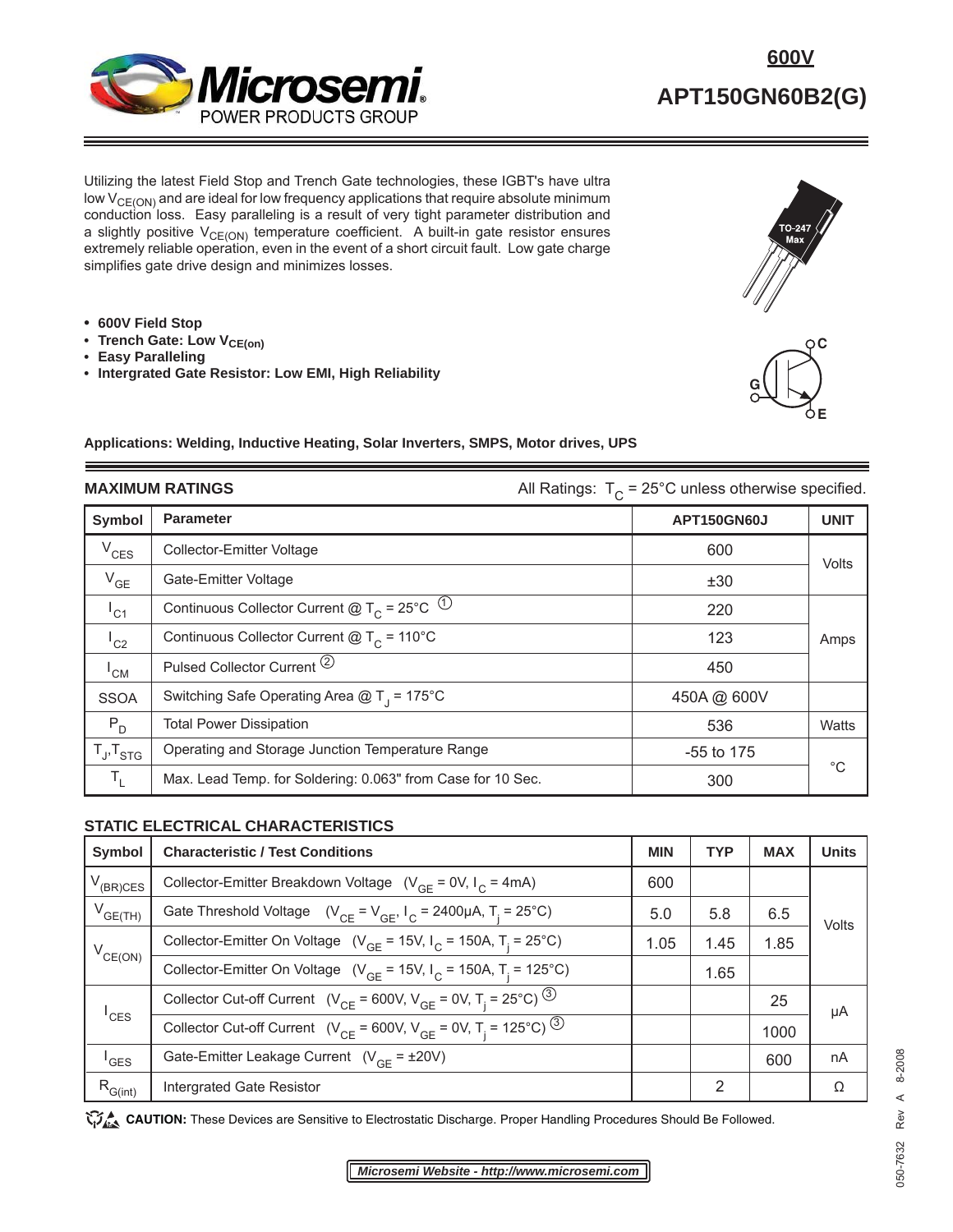# 600V

# APT150GN60B2(G)

Utilizing the latest Field Stop and Trench Gate technologies, these IGBT's have ultra low $V_{CE(ON)}$ and are ideal for low frequency applications that require absolute minimum conduction loss. Easy paralleling is a result of very tight parameter distribution and a slightly positive $V_{CE(ON)}$ temperature coefficient. A built-in gate resistor ensures extremely reliable operation, even in the event of a short circuit fault. Low gate charge simplifies gate drive design and minimizes losses.

- **600V Field Stop**
- **Trench Gate: Low $V_{CE(on)}$**
- **Easy Paralleling**
- **Intergrated Gate Resistor: Low EMI, High Reliability**

TO-247 Max

**Applications: Welding, Inductive Heating, Solar Inverters, SMPS, Motor drives, UPS**

## MAXIMUM RATINGS

All Ratings: $T_C$ = 25°C unless otherwise specified.

| Symbol | Parameter | APT150GN60J | UNIT |
|---|---|---|---|
| $V_{CES}$ | Collector-Emitter Voltage | 600 | Volts |
| $V_{GE}$ | Gate-Emitter Voltage | ±30 | |
| $I_{C1}$ | Continuous Collector Current @ $T_C$ = 25°C ① | 220 | Amps |
| $I_{C2}$ | Continuous Collector Current @ $T_C$ = 110°C | 123 | |
| $I_{CM}$ | Pulsed Collector Current ② | 450 | |
| SSOA | Switching Safe Operating Area @ $T_J$ = 175°C | 450A @ 600V | |
| $P_D$ | Total Power Dissipation | 536 | Watts |
| $T_J$,$T_{STG}$ | Operating and Storage Junction Temperature Range | -55 to 175 | °C |
| $T_L$ | Max. Lead Temp. for Soldering: 0.063" from Case for 10 Sec. | 300 | |

## STATIC ELECTRICAL CHARACTERISTICS

| Symbol | Characteristic / Test Conditions | MIN | TYP | MAX | Units |
|---|---|---|---|---|---|
| $V_{(BR)CES}$ | Collector-Emitter Breakdown Voltage ($V_{GE}$ = 0V, $I_C$ = 4mA) | 600 | | | Volts |
| $V_{GE(TH)}$ | Gate Threshold Voltage ($V_{CE}$ = $V_{GE}$, $I_C$ = 2400μA, $T_j$ = 25°C) | 5.0 | 5.8 | 6.5 | |
| $V_{CE(ON)}$ | Collector-Emitter On Voltage ($V_{GE}$ = 15V, $I_C$ = 150A, $T_j$ = 25°C) | 1.05 | 1.45 | 1.85 | |
| | Collector-Emitter On Voltage ($V_{GE}$ = 15V, $I_C$ = 150A, $T_j$ = 125°C) | | 1.65 | | |
| $I_{CES}$ | Collector Cut-off Current ($V_{CE}$ = 600V, $V_{GE}$ = 0V, $T_j$ = 25°C) ③ | | | 25 | μA |
| | Collector Cut-off Current ($V_{CE}$ = 600V, $V_{GE}$ = 0V, $T_j$ = 125°C) ③ | | | 1000 | |
| $I_{GES}$ | Gate-Emitter Leakage Current ($V_{GE}$ = ±20V) | | | 600 | nA |
| $R_{G(int)}$ | Intergrated Gate Resistor | | 2 | | Ω |

**CAUTION:** These Devices are Sensitive to Electrostatic Discharge. Proper Handling Procedures Should Be Followed.

*Microsemi Website - http://www.microsemi.com*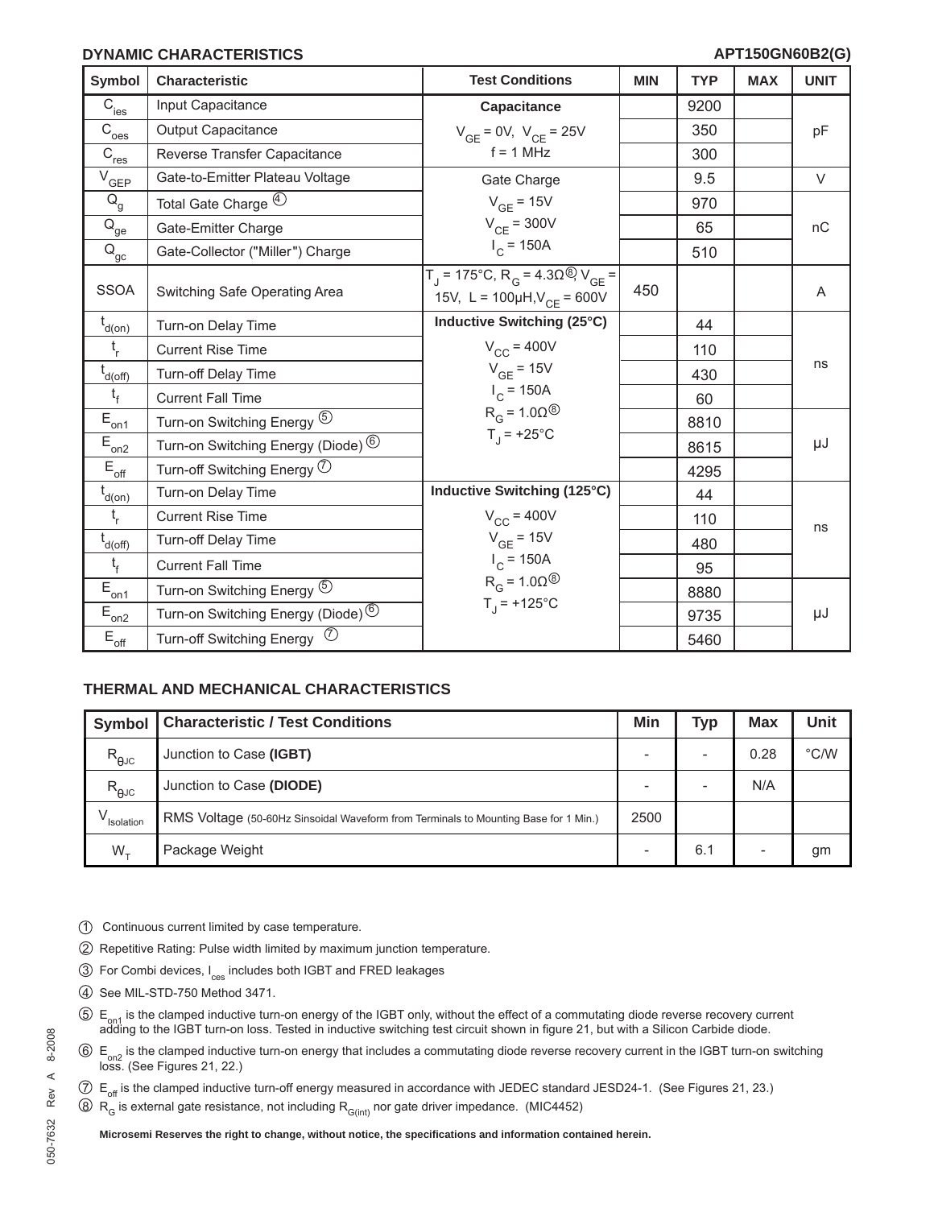## DYNAMIC CHARACTERISTICS

**APT150GN60B2(G)**

| Symbol | Characteristic | Test Conditions | MIN | TYP | MAX | UNIT |
|---|---|---|---|---|---|---|
| $C_{ies}$ | Input Capacitance | **Capacitance** $V_{GE}$ = 0V, $V_{CE}$ = 25V f = 1 MHz | | 9200 | | pF |
| $C_{oes}$ | Output Capacitance | | | 350 | | |
| $C_{res}$ | Reverse Transfer Capacitance | | | 300 | | |
| $V_{GEP}$ | Gate-to-Emitter Plateau Voltage | Gate Charge $V_{GE}$ = 15V $V_{CE}$ = 300V $I_C$ = 150A | | 9.5 | | V |
| $Q_g$ | Total Gate Charge (4) | | | 970 | | nC |
| $Q_{ge}$ | Gate-Emitter Charge | | | 65 | | |
| $Q_{gc}$ | Gate-Collector ("Miller") Charge | | | 510 | | |
| SSOA | Switching Safe Operating Area | $T_J$ = 175°C, $R_G$ = 4.3Ω (8), $V_{GE}$ = 15V, L = 100μH, $V_{CE}$ = 600V | 450 | | | A |
| $t_{d(on)}$ | Turn-on Delay Time | **Inductive Switching (25°C)** $V_{CC}$ = 400V $V_{GE}$ = 15V $I_C$ = 150A $R_G$ = 1.0Ω (8) $T_J$ = +25°C | | 44 | | ns |
| $t_r$ | Current Rise Time | | | 110 | | |
| $t_{d(off)}$ | Turn-off Delay Time | | | 430 | | |
| $t_f$ | Current Fall Time | | | 60 | | |
| $E_{on1}$ | Turn-on Switching Energy (5) | | | 8810 | | μJ |
| $E_{on2}$ | Turn-on Switching Energy (Diode) (6) | | | 8615 | | |
| $E_{off}$ | Turn-off Switching Energy (7) | | | 4295 | | |
| $t_{d(on)}$ | Turn-on Delay Time | **Inductive Switching (125°C)** $V_{CC}$ = 400V $V_{GE}$ = 15V $I_C$ = 150A $R_G$ = 1.0Ω (8) $T_J$ = +125°C | | 44 | | ns |
| $t_r$ | Current Rise Time | | | 110 | | |
| $t_{d(off)}$ | Turn-off Delay Time | | | 480 | | |
| $t_f$ | Current Fall Time | | | 95 | | |
| $E_{on1}$ | Turn-on Switching Energy (5) | | | 8880 | | μJ |
| $E_{on2}$ | Turn-on Switching Energy (Diode) (6) | | | 9735 | | |
| $E_{off}$ | Turn-off Switching Energy (7) | | | 5460 | | |

## THERMAL AND MECHANICAL CHARACTERISTICS

| Symbol | Characteristic / Test Conditions | Min | Typ | Max | Unit |
|---|---|---|---|---|---|
| $R_{\theta JC}$ | Junction to Case **(IGBT)** | - | - | 0.28 | °C/W |
| $R_{\theta JC}$ | Junction to Case **(DIODE)** | - | - | N/A | |
| $V_{Isolation}$ | RMS Voltage (50-60Hz Sinsoidal Waveform from Terminals to Mounting Base for 1 Min.) | 2500 | | | |
| $W_T$ | Package Weight | - | 6.1 | - | gm |

(1) Continuous current limited by case temperature.

(2) Repetitive Rating: Pulse width limited by maximum junction temperature.

(3) For Combi devices, $I_{ces}$ includes both IGBT and FRED leakages

(4) See MIL-STD-750 Method 3471.

(5) $E_{on1}$ is the clamped inductive turn-on energy of the IGBT only, without the effect of a commutating diode reverse recovery current adding to the IGBT turn-on loss. Tested in inductive switching test circuit shown in figure 21, but with a Silicon Carbide diode.

(6) $E_{on2}$ is the clamped inductive turn-on energy that includes a commutating diode reverse recovery current in the IGBT turn-on switching loss. (See Figures 21, 22.)

(7) $E_{off}$ is the clamped inductive turn-off energy measured in accordance with JEDEC standard JESD24-1. (See Figures 21, 23.)

(8) $R_G$ is external gate resistance, not including $R_{G(int)}$ nor gate driver impedance. (MIC4452)

**Microsemi Reserves the right to change, without notice, the specifications and information contained herein.**

050-7632 Rev A 8-2008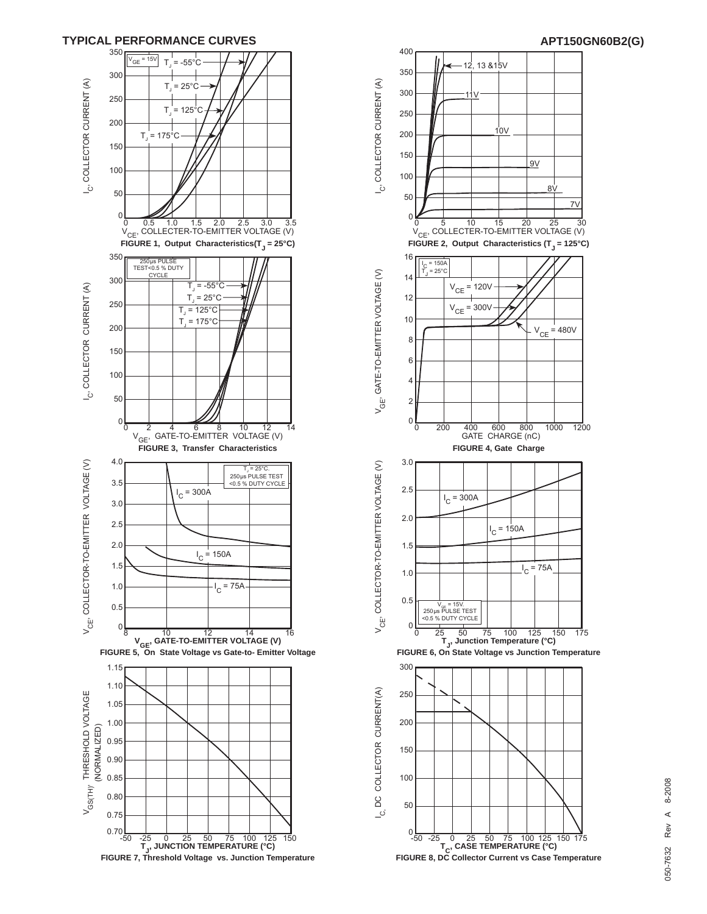## TYPICAL PERFORMANCE CURVES

**APT150GN60B2(G)**

FIGURE 1, Output Characteristics($T_J$ = 25°C)

FIGURE 2, Output Characteristics ($T_J$ = 125°C)

FIGURE 3, Transfer Characteristics

FIGURE 4, Gate Charge

FIGURE 5, On State Voltage vs Gate-to- Emitter Voltage

FIGURE 6, On State Voltage vs Junction Temperature

FIGURE 7, Threshold Voltage vs. Junction Temperature

FIGURE 8, DC Collector Current vs Case Temperature

050-7632 Rev A 8-2008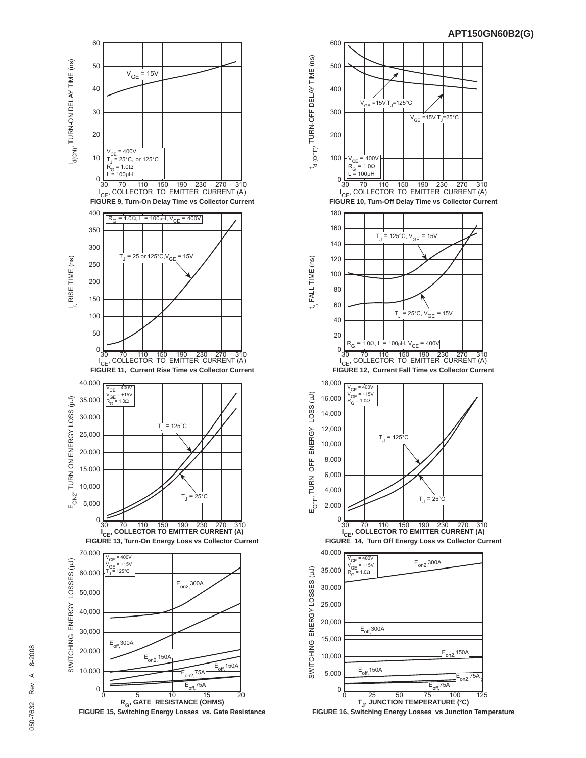**FIGURE 9, Turn-On Delay Time vs Collector Current**

**FIGURE 10, Turn-Off Delay Time vs Collector Current**

**FIGURE 11, Current Rise Time vs Collector Current**

**FIGURE 12, Current Fall Time vs Collector Current**

**FIGURE 13, Turn-On Energy Loss vs Collector Current**

**FIGURE 14, Turn Off Energy Loss vs Collector Current**

**FIGURE 15, Switching Energy Losses vs. Gate Resistance**

**FIGURE 16, Switching Energy Losses vs Junction Temperature**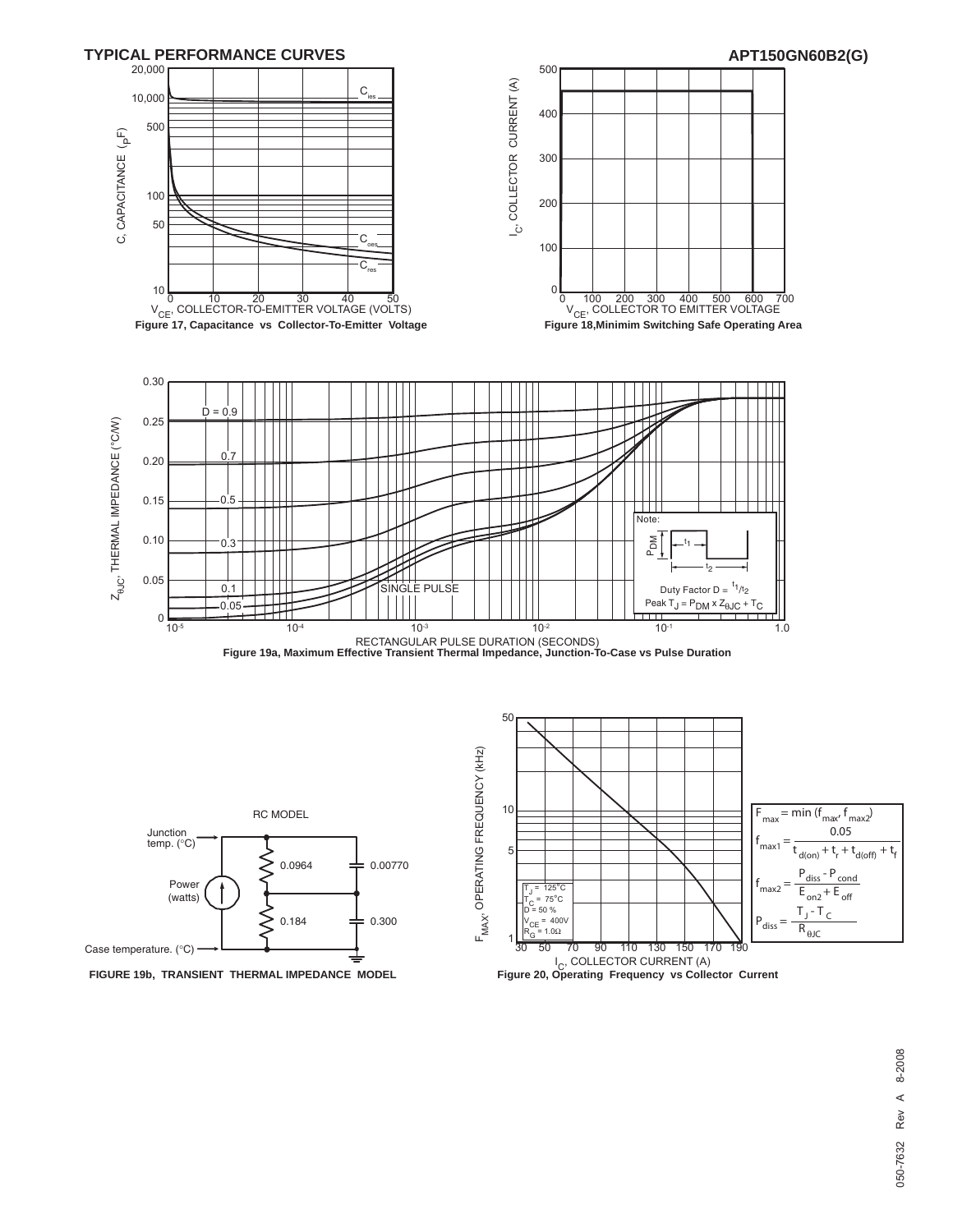## TYPICAL PERFORMANCE CURVES

**APT150GN60B2(G)**

$C_{ies}$, $C_{oes}$, $C_{res}$

C, CAPACITANCE (pF) vs $V_{CE}$, COLLECTOR-TO-EMITTER VOLTAGE (VOLTS)

**Figure 17, Capacitance vs Collector-To-Emitter Voltage**

$I_C$, COLLECTOR CURRENT (A) vs $V_{CE}$, COLLECTOR TO EMITTER VOLTAGE

**Figure 18, Minimim Switching Safe Operating Area**

$Z_{\theta JC}$, THERMAL IMPEDANCE (°C/W) vs RECTANGULAR PULSE DURATION (SECONDS)

D = 0.9, 0.7, 0.5, 0.3, 0.1, 0.05, SINGLE PULSE

Note: Duty Factor $D = t_1/t_2$; Peak $T_J = P_{DM} \times Z_{\theta JC} + T_C$

**Figure 19a, Maximum Effective Transient Thermal Impedance, Junction-To-Case vs Pulse Duration**

RC MODEL

Junction temp. (°C); Power (watts); Case temperature. (°C)

| R (°C/W) | C |
| --- | --- |
| 0.0964 | 0.00770 |
| 0.184 | 0.300 |

**FIGURE 19b, TRANSIENT THERMAL IMPEDANCE MODEL**

$F_{MAX}$, OPERATING FREQUENCY (kHz) vs $I_C$, COLLECTOR CURRENT (A)

$T_J = 125°C$, $T_C = 75°C$, $D = 50\ \%$, $V_{CE} = 400V$, $R_G = 1.0\Omega$

$$F_{max} = \min(f_{max}, f_{max2})$$

$$f_{max1} = \frac{0.05}{t_{d(on)} + t_r + t_{d(off)} + t_f}$$

$$f_{max2} = \frac{P_{diss} - P_{cond}}{E_{on2} + E_{off}}$$

$$P_{diss} = \frac{T_J - T_C}{R_{\theta JC}}$$

**Figure 20, Operating Frequency vs Collector Current**

050-7632 Rev A 8-2008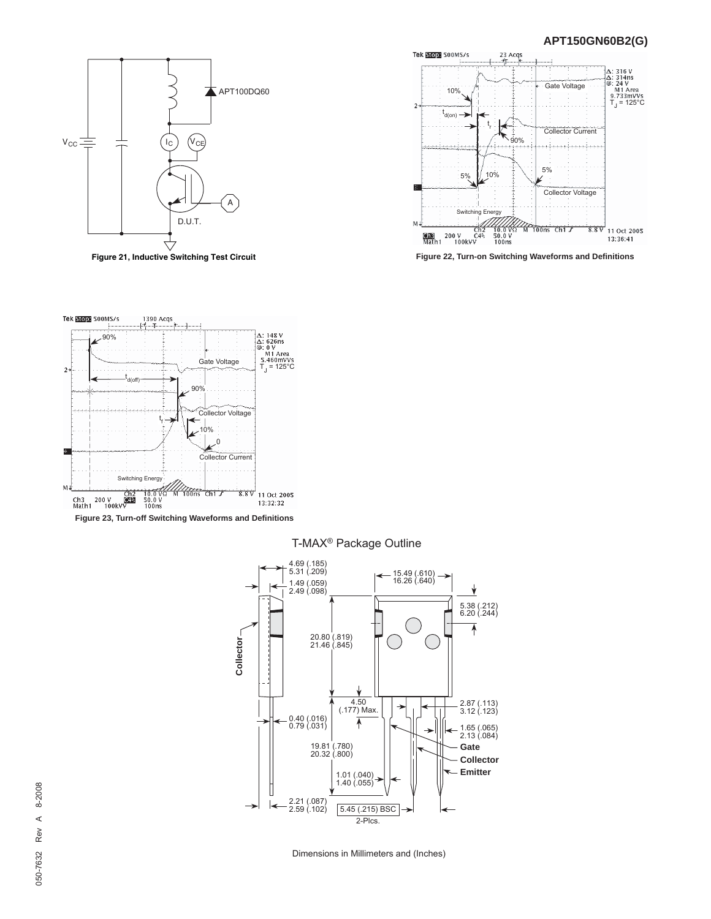Figure 21, Inductive Switching Test Circuit

Figure 22, Turn-on Switching Waveforms and Definitions

Figure 23, Turn-off Switching Waveforms and Definitions

## T-MAX® Package Outline

4.69 (.185)
5.31 (.209)

1.49 (.059)
2.49 (.098)

15.49 (.610)
16.26 (.640)

5.38 (.212)
6.20 (.244)

20.80 (.819)
21.46 (.845)

Collector

4.50
(.177) Max.

2.87 (.113)
3.12 (.123)

0.40 (.016)
0.79 (.031)

1.65 (.065)
2.13 (.084)

19.81 (.780)
20.32 (.800)

Gate

Collector

Emitter

1.01 (.040)
1.40 (.055)

2.21 (.087)
2.59 (.102)

5.45 (.215) BSC
2-Plcs.

Dimensions in Millimeters and (Inches)